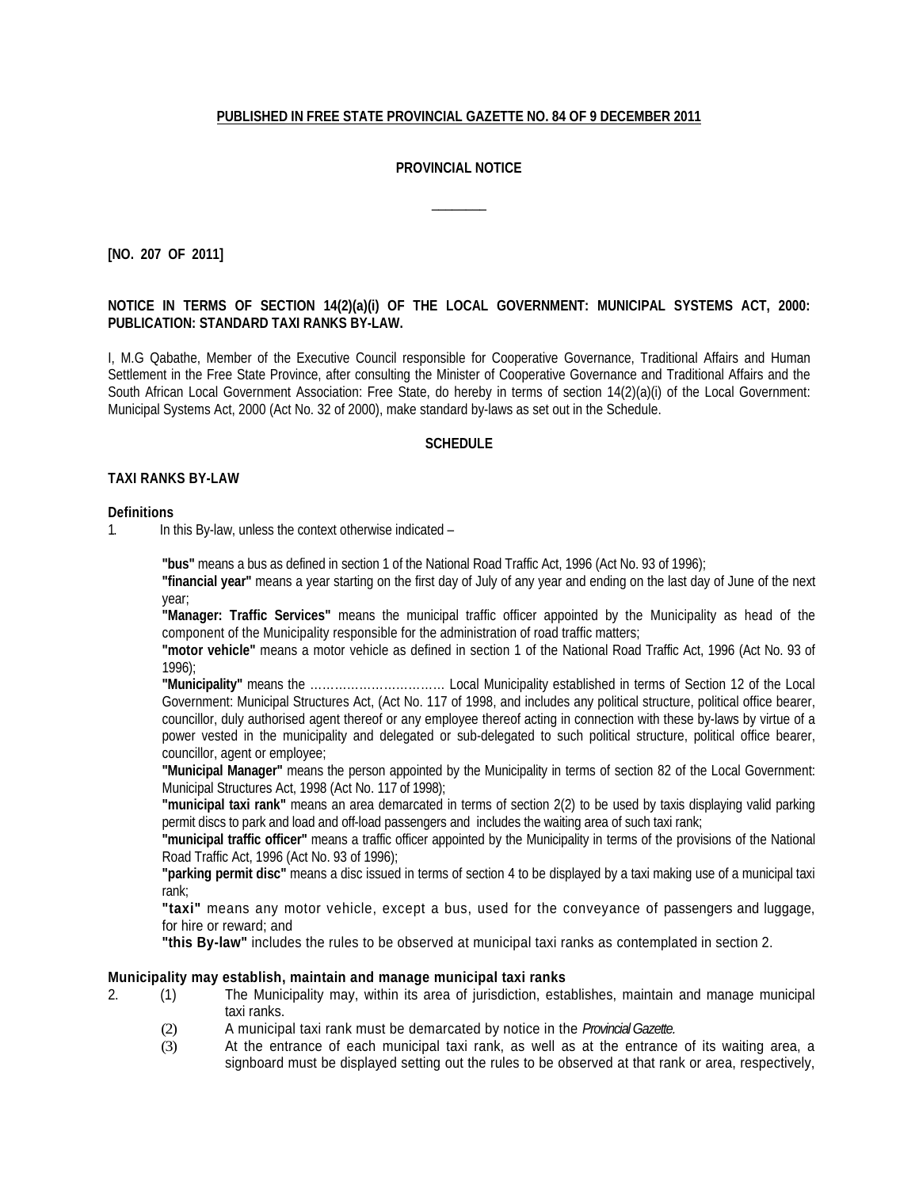**PUBLISHED IN FREE STATE PROVINCIAL GAZETTE NO. 84 OF 9 DECEMBER 2011**

**PROVINCIAL NOTICE**

________

**[NO. 207 OF 2011]**

**NOTICE IN TERMS OF SECTION 14(2)(a)(i) OF THE LOCAL GOVERNMENT: MUNICIPAL SYSTEMS ACT, 2000: PUBLICATION: STANDARD TAXI RANKS BY-LAW.**

I, M.G Qabathe, Member of the Executive Council responsible for Cooperative Governance, Traditional Affairs and Human Settlement in the Free State Province, after consulting the Minister of Cooperative Governance and Traditional Affairs and the South African Local Government Association: Free State, do hereby in terms of section 14(2)(a)(i) of the Local Government: Municipal Systems Act, 2000 (Act No. 32 of 2000), make standard by-laws as set out in the Schedule.

**SCHEDULE**

**TAXI RANKS BY-LAW**

**Definitions**

1. In this By-law, unless the context otherwise indicated –

**"bus"** means a bus as defined in section 1 of the National Road Traffic Act, 1996 (Act No. 93 of 1996);

**"financial year"** means a year starting on the first day of July of any year and ending on the last day of June of the next year;

**"Manager: Traffic Services"** means the municipal traffic officer appointed by the Municipality as head of the component of the Municipality responsible for the administration of road traffic matters;

**"motor vehicle"** means a motor vehicle as defined in section 1 of the National Road Traffic Act, 1996 (Act No. 93 of 1996);

**"Municipality"** means the …………………………… Local Municipality established in terms of Section 12 of the Local Government: Municipal Structures Act, (Act No. 117 of 1998, and includes any political structure, political office bearer, councillor, duly authorised agent thereof or any employee thereof acting in connection with these by-laws by virtue of a power vested in the municipality and delegated or sub-delegated to such political structure, political office bearer, councillor, agent or employee;

**"Municipal Manager"** means the person appointed by the Municipality in terms of section 82 of the Local Government: Municipal Structures Act, 1998 (Act No. 117 of 1998);

**"municipal taxi rank"** means an area demarcated in terms of section 2(2) to be used by taxis displaying valid parking permit discs to park and load and off-load passengers and includes the waiting area of such taxi rank;

**"municipal traffic officer"** means a traffic officer appointed by the Municipality in terms of the provisions of the National Road Traffic Act, 1996 (Act No. 93 of 1996);

**"parking permit disc"** means a disc issued in terms of section 4 to be displayed by a taxi making use of a municipal taxi rank;

**"taxi"** means any motor vehicle, except a bus, used for the conveyance of passengers and luggage, for hire or reward; and

**"this By-law"** includes the rules to be observed at municipal taxi ranks as contemplated in section 2.

**Municipality may establish, maintain and manage municipal taxi ranks**

2. (1) The Municipality may, within its area of jurisdiction, establishes, maintain and manage municipal taxi ranks.

(2) A municipal taxi rank must be demarcated by notice in the *Provincial Gazette.*

(3) At the entrance of each municipal taxi rank, as well as at the entrance of its waiting area, a signboard must be displayed setting out the rules to be observed at that rank or area, respectively,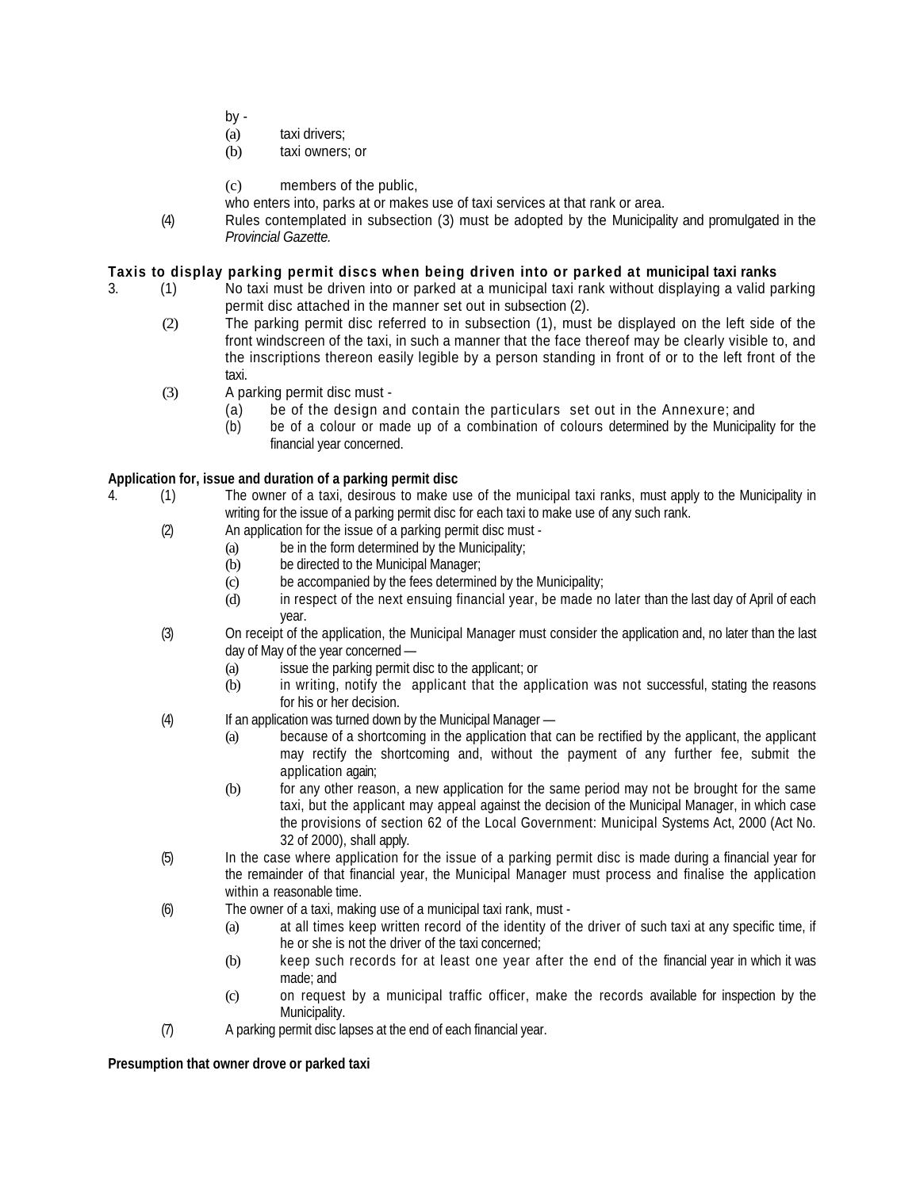by -

(a) taxi drivers;

(b) taxi owners; or

(c) members of the public,

who enters into, parks at or makes use of taxi services at that rank or area.

(4) Rules contemplated in subsection (3) must be adopted by the Municipality and promulgated in the *Provincial Gazette.*

**Taxis to display parking permit discs when being driven into or parked at municipal taxi ranks**

3. (1) No taxi must be driven into or parked at a municipal taxi rank without displaying a valid parking permit disc attached in the manner set out in subsection (2).

(2) The parking permit disc referred to in subsection (1), must be displayed on the left side of the front windscreen of the taxi, in such a manner that the face thereof may be clearly visible to, and the inscriptions thereon easily legible by a person standing in front of or to the left front of the taxi.

(3) A parking permit disc must -

(a) be of the design and contain the particulars set out in the Annexure; and

(b) be of a colour or made up of a combination of colours determined by the Municipality for the financial year concerned.

**Application for, issue and duration of a parking permit disc**

4. (1) The owner of a taxi, desirous to make use of the municipal taxi ranks, must apply to the Municipality in writing for the issue of a parking permit disc for each taxi to make use of any such rank.

(2) An application for the issue of a parking permit disc must -

(a) be in the form determined by the Municipality;

(b) be directed to the Municipal Manager;

(c) be accompanied by the fees determined by the Municipality;

(d) in respect of the next ensuing financial year, be made no later than the last day of April of each year.

(3) On receipt of the application, the Municipal Manager must consider the application and, no later than the last day of May of the year concerned —

(a) issue the parking permit disc to the applicant; or

(b) in writing, notify the applicant that the application was not successful, stating the reasons for his or her decision.

(4) If an application was turned down by the Municipal Manager —

(a) because of a shortcoming in the application that can be rectified by the applicant, the applicant may rectify the shortcoming and, without the payment of any further fee, submit the application again;

(b) for any other reason, a new application for the same period may not be brought for the same taxi, but the applicant may appeal against the decision of the Municipal Manager, in which case the provisions of section 62 of the Local Government: Municipal Systems Act, 2000 (Act No. 32 of 2000), shall apply.

(5) In the case where application for the issue of a parking permit disc is made during a financial year for the remainder of that financial year, the Municipal Manager must process and finalise the application within a reasonable time.

(6) The owner of a taxi, making use of a municipal taxi rank, must -

(a) at all times keep written record of the identity of the driver of such taxi at any specific time, if he or she is not the driver of the taxi concerned;

(b) keep such records for at least one year after the end of the financial year in which it was made; and

(c) on request by a municipal traffic officer, make the records available for inspection by the Municipality.

(7) A parking permit disc lapses at the end of each financial year.

**Presumption that owner drove or parked taxi**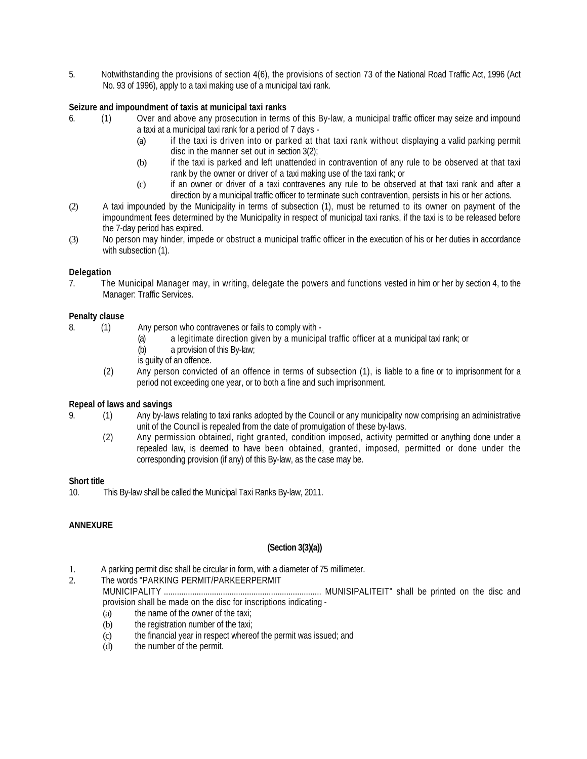5. Notwithstanding the provisions of section 4(6), the provisions of section 73 of the National Road Traffic Act, 1996 (Act No. 93 of 1996), apply to a taxi making use of a municipal taxi rank.

**Seizure and impoundment of taxis at municipal taxi ranks**

6. (1) Over and above any prosecution in terms of this By-law, a municipal traffic officer may seize and impound a taxi at a municipal taxi rank for a period of 7 days -
   (a) if the taxi is driven into or parked at that taxi rank without displaying a valid parking permit disc in the manner set out in section 3(2);
   (b) if the taxi is parked and left unattended in contravention of any rule to be observed at that taxi rank by the owner or driver of a taxi making use of the taxi rank; or
   (c) if an owner or driver of a taxi contravenes any rule to be observed at that taxi rank and after a direction by a municipal traffic officer to terminate such contravention, persists in his or her actions.

(2) A taxi impounded by the Municipality in terms of subsection (1), must be returned to its owner on payment of the impoundment fees determined by the Municipality in respect of municipal taxi ranks, if the taxi is to be released before the 7-day period has expired.

(3) No person may hinder, impede or obstruct a municipal traffic officer in the execution of his or her duties in accordance with subsection (1).

**Delegation**

7. The Municipal Manager may, in writing, delegate the powers and functions vested in him or her by section 4, to the Manager: Traffic Services.

**Penalty clause**

8. (1) Any person who contravenes or fails to comply with -
   (a) a legitimate direction given by a municipal traffic officer at a municipal taxi rank; or
   (b) a provision of this By-law;

   is guilty of an offence.

   (2) Any person convicted of an offence in terms of subsection (1), is liable to a fine or to imprisonment for a period not exceeding one year, or to both a fine and such imprisonment.

**Repeal of laws and savings**

9. (1) Any by-laws relating to taxi ranks adopted by the Council or any municipality now comprising an administrative unit of the Council is repealed from the date of promulgation of these by-laws.

   (2) Any permission obtained, right granted, condition imposed, activity permitted or anything done under a repealed law, is deemed to have been obtained, granted, imposed, permitted or done under the corresponding provision (if any) of this By-law, as the case may be.

**Short title**

10. This By-law shall be called the Municipal Taxi Ranks By-law, 2011.

**ANNEXURE**

**(Section 3(3)(a))**

1. A parking permit disc shall be circular in form, with a diameter of 75 millimeter.
2. The words "PARKING PERMIT/PARKEERPERMIT MUNICIPALITY ........................................................................ MUNISIPALITEIT" shall be printed on the disc and provision shall be made on the disc for inscriptions indicating -
   (a) the name of the owner of the taxi;
   (b) the registration number of the taxi;
   (c) the financial year in respect whereof the permit was issued; and
   (d) the number of the permit.